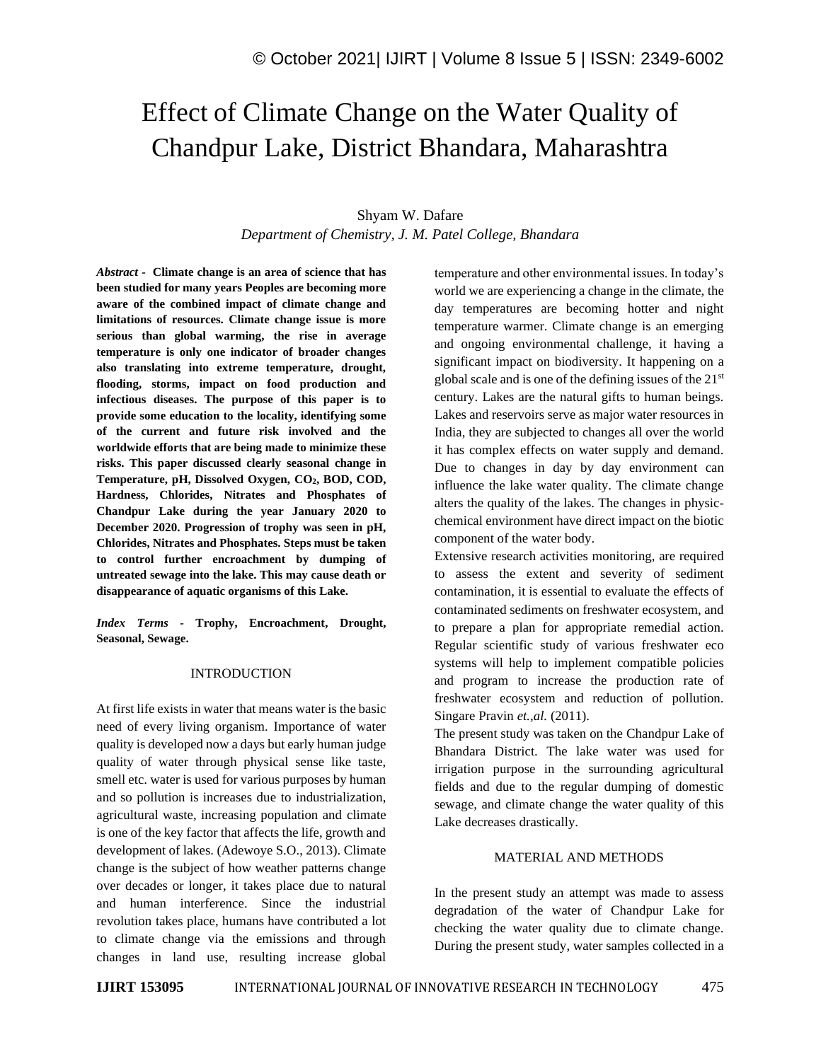# Effect of Climate Change on the Water Quality of Chandpur Lake, District Bhandara, Maharashtra

Shyam W. Dafare

*Department of Chemistry, J. M. Patel College, Bhandara*

***Abstract -*** **Climate change is an area of science that has been studied for many years Peoples are becoming more aware of the combined impact of climate change and limitations of resources. Climate change issue is more serious than global warming, the rise in average temperature is only one indicator of broader changes also translating into extreme temperature, drought, flooding, storms, impact on food production and infectious diseases. The purpose of this paper is to provide some education to the locality, identifying some of the current and future risk involved and the worldwide efforts that are being made to minimize these risks. This paper discussed clearly seasonal change in Temperature, pH, Dissolved Oxygen, $CO_2$, BOD, COD, Hardness, Chlorides, Nitrates and Phosphates of Chandpur Lake during the year January 2020 to December 2020. Progression of trophy was seen in pH, Chlorides, Nitrates and Phosphates. Steps must be taken to control further encroachment by dumping of untreated sewage into the lake. This may cause death or disappearance of aquatic organisms of this Lake.**

***Index Terms -*** **Trophy, Encroachment, Drought, Seasonal, Sewage.**

## INTRODUCTION

At first life exists in water that means water is the basic need of every living organism. Importance of water quality is developed now a days but early human judge quality of water through physical sense like taste, smell etc. water is used for various purposes by human and so pollution is increases due to industrialization, agricultural waste, increasing population and climate is one of the key factor that affects the life, growth and development of lakes. (Adewoye S.O., 2013). Climate change is the subject of how weather patterns change over decades or longer, it takes place due to natural and human interference. Since the industrial revolution takes place, humans have contributed a lot to climate change via the emissions and through changes in land use, resulting increase global temperature and other environmental issues. In today's world we are experiencing a change in the climate, the day temperatures are becoming hotter and night temperature warmer. Climate change is an emerging and ongoing environmental challenge, it having a significant impact on biodiversity. It happening on a global scale and is one of the defining issues of the 21st century. Lakes are the natural gifts to human beings. Lakes and reservoirs serve as major water resources in India, they are subjected to changes all over the world it has complex effects on water supply and demand. Due to changes in day by day environment can influence the lake water quality. The climate change alters the quality of the lakes. The changes in physic-chemical environment have direct impact on the biotic component of the water body.

Extensive research activities monitoring, are required to assess the extent and severity of sediment contamination, it is essential to evaluate the effects of contaminated sediments on freshwater ecosystem, and to prepare a plan for appropriate remedial action. Regular scientific study of various freshwater eco systems will help to implement compatible policies and program to increase the production rate of freshwater ecosystem and reduction of pollution. Singare Pravin *et.,al.* (2011).

The present study was taken on the Chandpur Lake of Bhandara District. The lake water was used for irrigation purpose in the surrounding agricultural fields and due to the regular dumping of domestic sewage, and climate change the water quality of this Lake decreases drastically.

## MATERIAL AND METHODS

In the present study an attempt was made to assess degradation of the water of Chandpur Lake for checking the water quality due to climate change. During the present study, water samples collected in a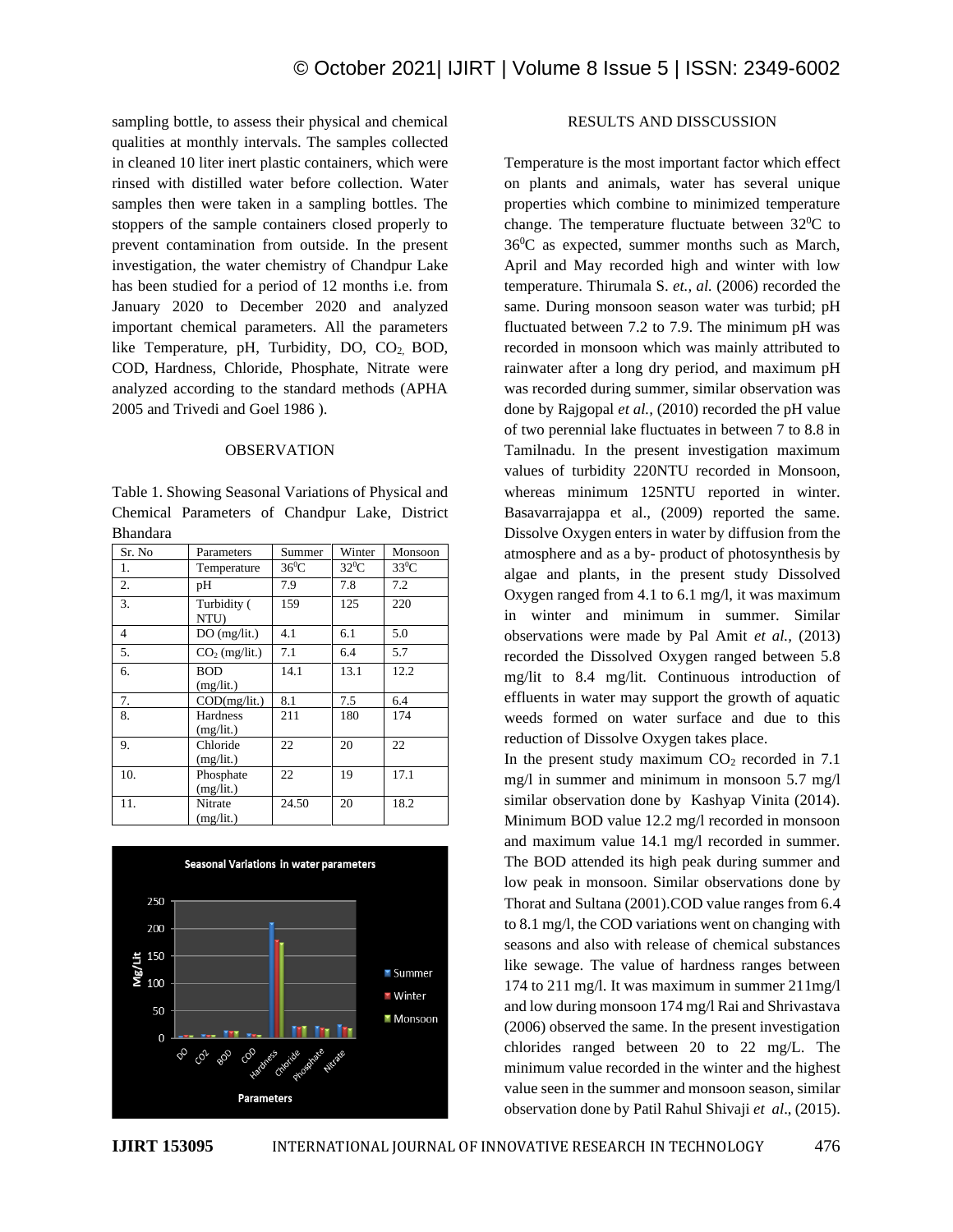sampling bottle, to assess their physical and chemical qualities at monthly intervals. The samples collected in cleaned 10 liter inert plastic containers, which were rinsed with distilled water before collection. Water samples then were taken in a sampling bottles. The stoppers of the sample containers closed properly to prevent contamination from outside. In the present investigation, the water chemistry of Chandpur Lake has been studied for a period of 12 months i.e. from January 2020 to December 2020 and analyzed important chemical parameters. All the parameters like Temperature, pH, Turbidity, DO, $CO_2$, BOD, COD, Hardness, Chloride, Phosphate, Nitrate were analyzed according to the standard methods (APHA 2005 and Trivedi and Goel 1986 ).

## OBSERVATION

Table 1. Showing Seasonal Variations of Physical and Chemical Parameters of Chandpur Lake, District Bhandara

| Sr. No | Parameters | Summer | Winter | Monsoon |
|---|---|---|---|---|
| 1. | Temperature | $36^0$C | $32^0$C | $33^0$C |
| 2. | pH | 7.9 | 7.8 | 7.2 |
| 3. | Turbidity ( NTU) | 159 | 125 | 220 |
| 4 | DO (mg/lit.) | 4.1 | 6.1 | 5.0 |
| 5. | $CO_2$ (mg/lit.) | 7.1 | 6.4 | 5.7 |
| 6. | BOD (mg/lit.) | 14.1 | 13.1 | 12.2 |
| 7. | COD(mg/lit.) | 8.1 | 7.5 | 6.4 |
| 8. | Hardness (mg/lit.) | 211 | 180 | 174 |
| 9. | Chloride (mg/lit.) | 22 | 20 | 22 |
| 10. | Phosphate (mg/lit.) | 22 | 19 | 17.1 |
| 11. | Nitrate (mg/lit.) | 24.50 | 20 | 18.2 |

Seasonal Variations in water parameters

## RESULTS AND DISSCUSSION

Temperature is the most important factor which effect on plants and animals, water has several unique properties which combine to minimized temperature change. The temperature fluctuate between $32^0$C to $36^0$C as expected, summer months such as March, April and May recorded high and winter with low temperature. Thirumala S. *et., al.* (2006) recorded the same. During monsoon season water was turbid; pH fluctuated between 7.2 to 7.9. The minimum pH was recorded in monsoon which was mainly attributed to rainwater after a long dry period, and maximum pH was recorded during summer, similar observation was done by Rajgopal *et al.,* (2010) recorded the pH value of two perennial lake fluctuates in between 7 to 8.8 in Tamilnadu. In the present investigation maximum values of turbidity 220NTU recorded in Monsoon, whereas minimum 125NTU reported in winter. Basavarrajappa et al., (2009) reported the same. Dissolve Oxygen enters in water by diffusion from the atmosphere and as a by- product of photosynthesis by algae and plants, in the present study Dissolved Oxygen ranged from 4.1 to 6.1 mg/l, it was maximum in winter and minimum in summer. Similar observations were made by Pal Amit *et al.,* (2013) recorded the Dissolved Oxygen ranged between 5.8 mg/lit to 8.4 mg/lit. Continuous introduction of effluents in water may support the growth of aquatic weeds formed on water surface and due to this reduction of Dissolve Oxygen takes place.

In the present study maximum $CO_2$ recorded in 7.1 mg/l in summer and minimum in monsoon 5.7 mg/l similar observation done by Kashyap Vinita (2014). Minimum BOD value 12.2 mg/l recorded in monsoon and maximum value 14.1 mg/l recorded in summer. The BOD attended its high peak during summer and low peak in monsoon. Similar observations done by Thorat and Sultana (2001).COD value ranges from 6.4 to 8.1 mg/l, the COD variations went on changing with seasons and also with release of chemical substances like sewage. The value of hardness ranges between 174 to 211 mg/l. It was maximum in summer 211mg/l and low during monsoon 174 mg/l Rai and Shrivastava (2006) observed the same. In the present investigation chlorides ranged between 20 to 22 mg/L. The minimum value recorded in the winter and the highest value seen in the summer and monsoon season, similar observation done by Patil Rahul Shivaji *et al*., (2015).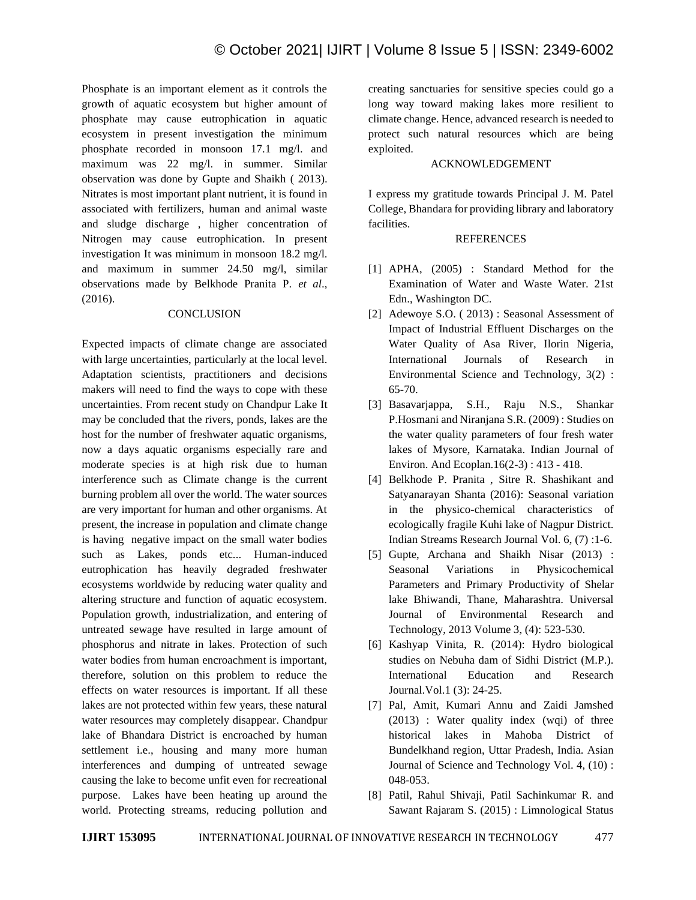Phosphate is an important element as it controls the growth of aquatic ecosystem but higher amount of phosphate may cause eutrophication in aquatic ecosystem in present investigation the minimum phosphate recorded in monsoon 17.1 mg/l. and maximum was 22 mg/l. in summer. Similar observation was done by Gupte and Shaikh ( 2013). Nitrates is most important plant nutrient, it is found in associated with fertilizers, human and animal waste and sludge discharge , higher concentration of Nitrogen may cause eutrophication. In present investigation It was minimum in monsoon 18.2 mg/l. and maximum in summer 24.50 mg/l, similar observations made by Belkhode Pranita P. *et al*., (2016).

## CONCLUSION

Expected impacts of climate change are associated with large uncertainties, particularly at the local level. Adaptation scientists, practitioners and decisions makers will need to find the ways to cope with these uncertainties. From recent study on Chandpur Lake It may be concluded that the rivers, ponds, lakes are the host for the number of freshwater aquatic organisms, now a days aquatic organisms especially rare and moderate species is at high risk due to human interference such as Climate change is the current burning problem all over the world. The water sources are very important for human and other organisms. At present, the increase in population and climate change is having negative impact on the small water bodies such as Lakes, ponds etc... Human-induced eutrophication has heavily degraded freshwater ecosystems worldwide by reducing water quality and altering structure and function of aquatic ecosystem. Population growth, industrialization, and entering of untreated sewage have resulted in large amount of phosphorus and nitrate in lakes. Protection of such water bodies from human encroachment is important, therefore, solution on this problem to reduce the effects on water resources is important. If all these lakes are not protected within few years, these natural water resources may completely disappear. Chandpur lake of Bhandara District is encroached by human settlement i.e., housing and many more human interferences and dumping of untreated sewage causing the lake to become unfit even for recreational purpose. Lakes have been heating up around the world. Protecting streams, reducing pollution and creating sanctuaries for sensitive species could go a long way toward making lakes more resilient to climate change. Hence, advanced research is needed to protect such natural resources which are being exploited.

## ACKNOWLEDGEMENT

I express my gratitude towards Principal J. M. Patel College, Bhandara for providing library and laboratory facilities.

## REFERENCES

[1] APHA, (2005) : Standard Method for the Examination of Water and Waste Water. 21st Edn., Washington DC.

[2] Adewoye S.O. ( 2013) : Seasonal Assessment of Impact of Industrial Effluent Discharges on the Water Quality of Asa River, Ilorin Nigeria, International Journals of Research in Environmental Science and Technology, 3(2) : 65-70.

[3] Basavarjappa, S.H., Raju N.S., Shankar P.Hosmani and Niranjana S.R. (2009) : Studies on the water quality parameters of four fresh water lakes of Mysore, Karnataka. Indian Journal of Environ. And Ecoplan.16(2-3) : 413 - 418.

[4] Belkhode P. Pranita , Sitre R. Shashikant and Satyanarayan Shanta (2016): Seasonal variation in the physico-chemical characteristics of ecologically fragile Kuhi lake of Nagpur District. Indian Streams Research Journal Vol. 6, (7) :1-6.

[5] Gupte, Archana and Shaikh Nisar (2013) : Seasonal Variations in Physicochemical Parameters and Primary Productivity of Shelar lake Bhiwandi, Thane, Maharashtra. Universal Journal of Environmental Research and Technology, 2013 Volume 3, (4): 523-530.

[6] Kashyap Vinita, R. (2014): Hydro biological studies on Nebuha dam of Sidhi District (M.P.). International Education and Research Journal.Vol.1 (3): 24-25.

[7] Pal, Amit, Kumari Annu and Zaidi Jamshed (2013) : Water quality index (wqi) of three historical lakes in Mahoba District of Bundelkhand region, Uttar Pradesh, India. Asian Journal of Science and Technology Vol. 4, (10) : 048-053.

[8] Patil, Rahul Shivaji, Patil Sachinkumar R. and Sawant Rajaram S. (2015) : Limnological Status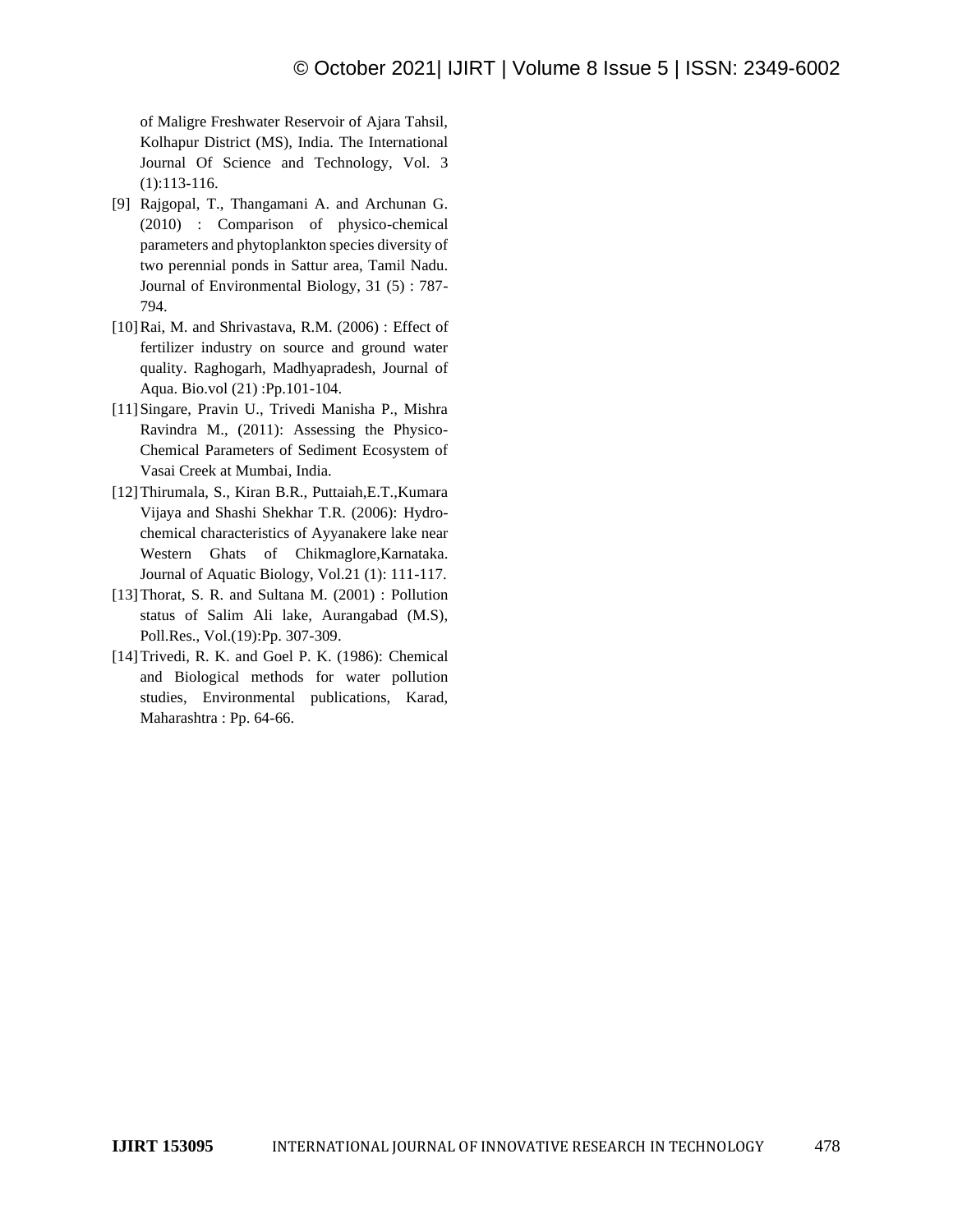of Maligre Freshwater Reservoir of Ajara Tahsil, Kolhapur District (MS), India. The International Journal Of Science and Technology, Vol. 3 (1):113-116.

[9] Rajgopal, T., Thangamani A. and Archunan G. (2010) : Comparison of physico-chemical parameters and phytoplankton species diversity of two perennial ponds in Sattur area, Tamil Nadu. Journal of Environmental Biology, 31 (5) : 787-794.

[10] Rai, M. and Shrivastava, R.M. (2006) : Effect of fertilizer industry on source and ground water quality. Raghogarh, Madhyapradesh, Journal of Aqua. Bio.vol (21) :Pp.101-104.

[11] Singare, Pravin U., Trivedi Manisha P., Mishra Ravindra M., (2011): Assessing the Physico-Chemical Parameters of Sediment Ecosystem of Vasai Creek at Mumbai, India.

[12] Thirumala, S., Kiran B.R., Puttaiah,E.T.,Kumara Vijaya and Shashi Shekhar T.R. (2006): Hydro-chemical characteristics of Ayyanakere lake near Western Ghats of Chikmaglore,Karnataka. Journal of Aquatic Biology, Vol.21 (1): 111-117.

[13] Thorat, S. R. and Sultana M. (2001) : Pollution status of Salim Ali lake, Aurangabad (M.S), Poll.Res., Vol.(19):Pp. 307-309.

[14] Trivedi, R. K. and Goel P. K. (1986): Chemical and Biological methods for water pollution studies, Environmental publications, Karad, Maharashtra : Pp. 64-66.